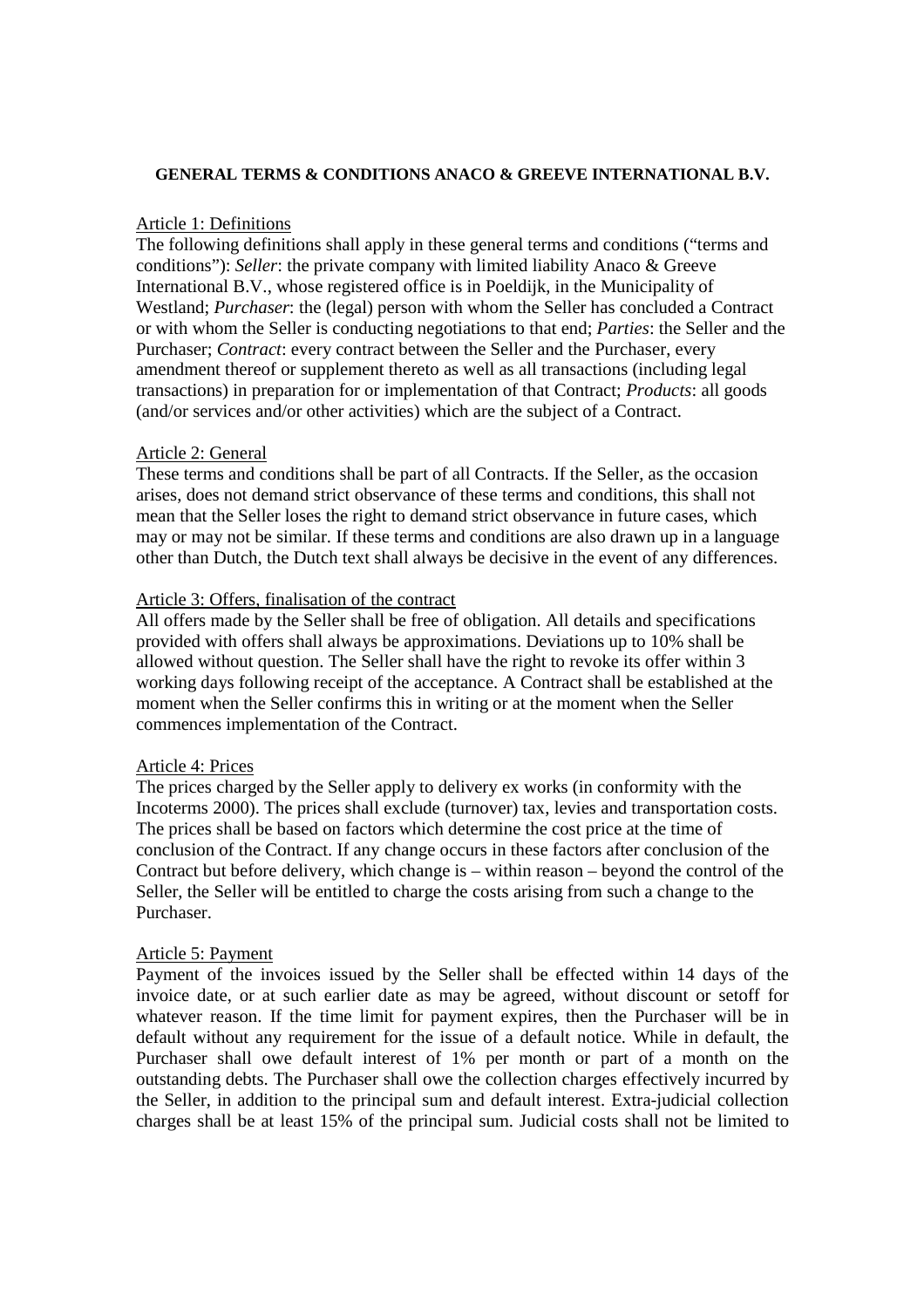**GENERAL TERMS & CONDITIONS ANACO & GREEVE INTERNATIONAL B.V.**

Article 1: Definitions

The following definitions shall apply in these general terms and conditions ("terms and conditions"): *Seller*: the private company with limited liability Anaco & Greeve International B.V., whose registered office is in Poeldijk, in the Municipality of Westland; *Purchaser*: the (legal) person with whom the Seller has concluded a Contract or with whom the Seller is conducting negotiations to that end; *Parties*: the Seller and the Purchaser; *Contract*: every contract between the Seller and the Purchaser, every amendment thereof or supplement thereto as well as all transactions (including legal transactions) in preparation for or implementation of that Contract; *Products*: all goods (and/or services and/or other activities) which are the subject of a Contract.

Article 2: General

These terms and conditions shall be part of all Contracts. If the Seller, as the occasion arises, does not demand strict observance of these terms and conditions, this shall not mean that the Seller loses the right to demand strict observance in future cases, which may or may not be similar. If these terms and conditions are also drawn up in a language other than Dutch, the Dutch text shall always be decisive in the event of any differences.

Article 3: Offers, finalisation of the contract

All offers made by the Seller shall be free of obligation. All details and specifications provided with offers shall always be approximations. Deviations up to 10% shall be allowed without question. The Seller shall have the right to revoke its offer within 3 working days following receipt of the acceptance. A Contract shall be established at the moment when the Seller confirms this in writing or at the moment when the Seller commences implementation of the Contract.

Article 4: Prices

The prices charged by the Seller apply to delivery ex works (in conformity with the Incoterms 2000). The prices shall exclude (turnover) tax, levies and transportation costs. The prices shall be based on factors which determine the cost price at the time of conclusion of the Contract. If any change occurs in these factors after conclusion of the Contract but before delivery, which change is – within reason – beyond the control of the Seller, the Seller will be entitled to charge the costs arising from such a change to the Purchaser.

Article 5: Payment

Payment of the invoices issued by the Seller shall be effected within 14 days of the invoice date, or at such earlier date as may be agreed, without discount or setoff for whatever reason. If the time limit for payment expires, then the Purchaser will be in default without any requirement for the issue of a default notice. While in default, the Purchaser shall owe default interest of 1% per month or part of a month on the outstanding debts. The Purchaser shall owe the collection charges effectively incurred by the Seller, in addition to the principal sum and default interest. Extra-judicial collection charges shall be at least 15% of the principal sum. Judicial costs shall not be limited to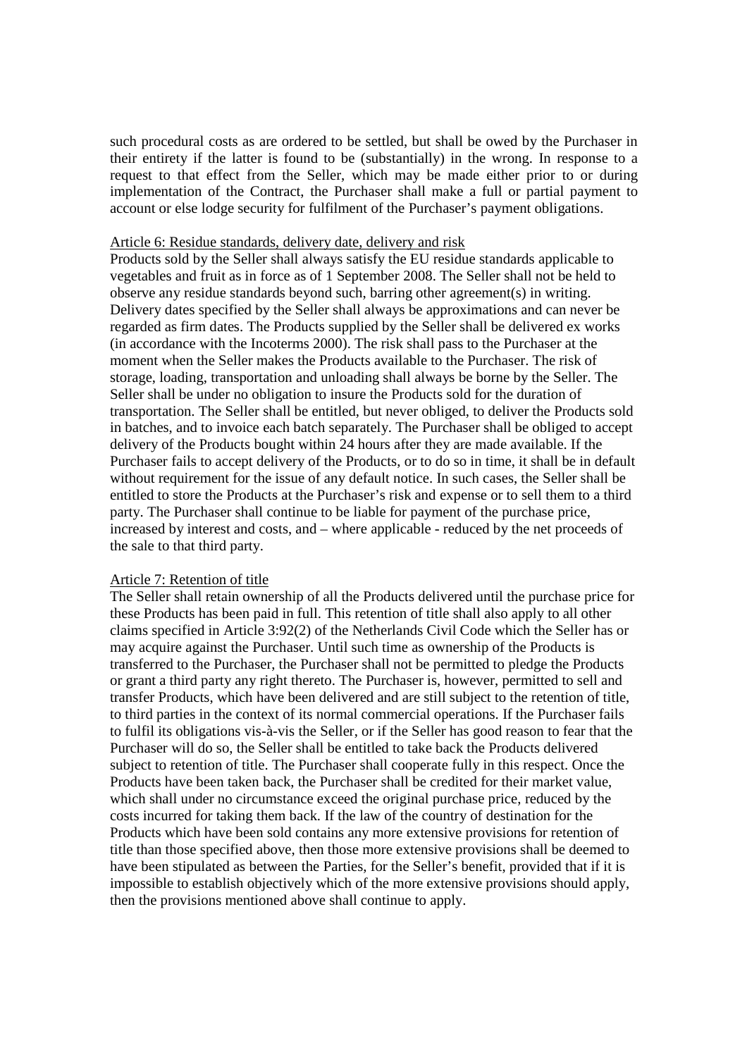such procedural costs as are ordered to be settled, but shall be owed by the Purchaser in their entirety if the latter is found to be (substantially) in the wrong. In response to a request to that effect from the Seller, which may be made either prior to or during implementation of the Contract, the Purchaser shall make a full or partial payment to account or else lodge security for fulfilment of the Purchaser's payment obligations.

Article 6: Residue standards, delivery date, delivery and risk

Products sold by the Seller shall always satisfy the EU residue standards applicable to vegetables and fruit as in force as of 1 September 2008. The Seller shall not be held to observe any residue standards beyond such, barring other agreement(s) in writing. Delivery dates specified by the Seller shall always be approximations and can never be regarded as firm dates. The Products supplied by the Seller shall be delivered ex works (in accordance with the Incoterms 2000). The risk shall pass to the Purchaser at the moment when the Seller makes the Products available to the Purchaser. The risk of storage, loading, transportation and unloading shall always be borne by the Seller. The Seller shall be under no obligation to insure the Products sold for the duration of transportation. The Seller shall be entitled, but never obliged, to deliver the Products sold in batches, and to invoice each batch separately. The Purchaser shall be obliged to accept delivery of the Products bought within 24 hours after they are made available. If the Purchaser fails to accept delivery of the Products, or to do so in time, it shall be in default without requirement for the issue of any default notice. In such cases, the Seller shall be entitled to store the Products at the Purchaser's risk and expense or to sell them to a third party. The Purchaser shall continue to be liable for payment of the purchase price, increased by interest and costs, and – where applicable - reduced by the net proceeds of the sale to that third party.

Article 7: Retention of title

The Seller shall retain ownership of all the Products delivered until the purchase price for these Products has been paid in full. This retention of title shall also apply to all other claims specified in Article 3:92(2) of the Netherlands Civil Code which the Seller has or may acquire against the Purchaser. Until such time as ownership of the Products is transferred to the Purchaser, the Purchaser shall not be permitted to pledge the Products or grant a third party any right thereto. The Purchaser is, however, permitted to sell and transfer Products, which have been delivered and are still subject to the retention of title, to third parties in the context of its normal commercial operations. If the Purchaser fails to fulfil its obligations vis-à-vis the Seller, or if the Seller has good reason to fear that the Purchaser will do so, the Seller shall be entitled to take back the Products delivered subject to retention of title. The Purchaser shall cooperate fully in this respect. Once the Products have been taken back, the Purchaser shall be credited for their market value, which shall under no circumstance exceed the original purchase price, reduced by the costs incurred for taking them back. If the law of the country of destination for the Products which have been sold contains any more extensive provisions for retention of title than those specified above, then those more extensive provisions shall be deemed to have been stipulated as between the Parties, for the Seller's benefit, provided that if it is impossible to establish objectively which of the more extensive provisions should apply, then the provisions mentioned above shall continue to apply.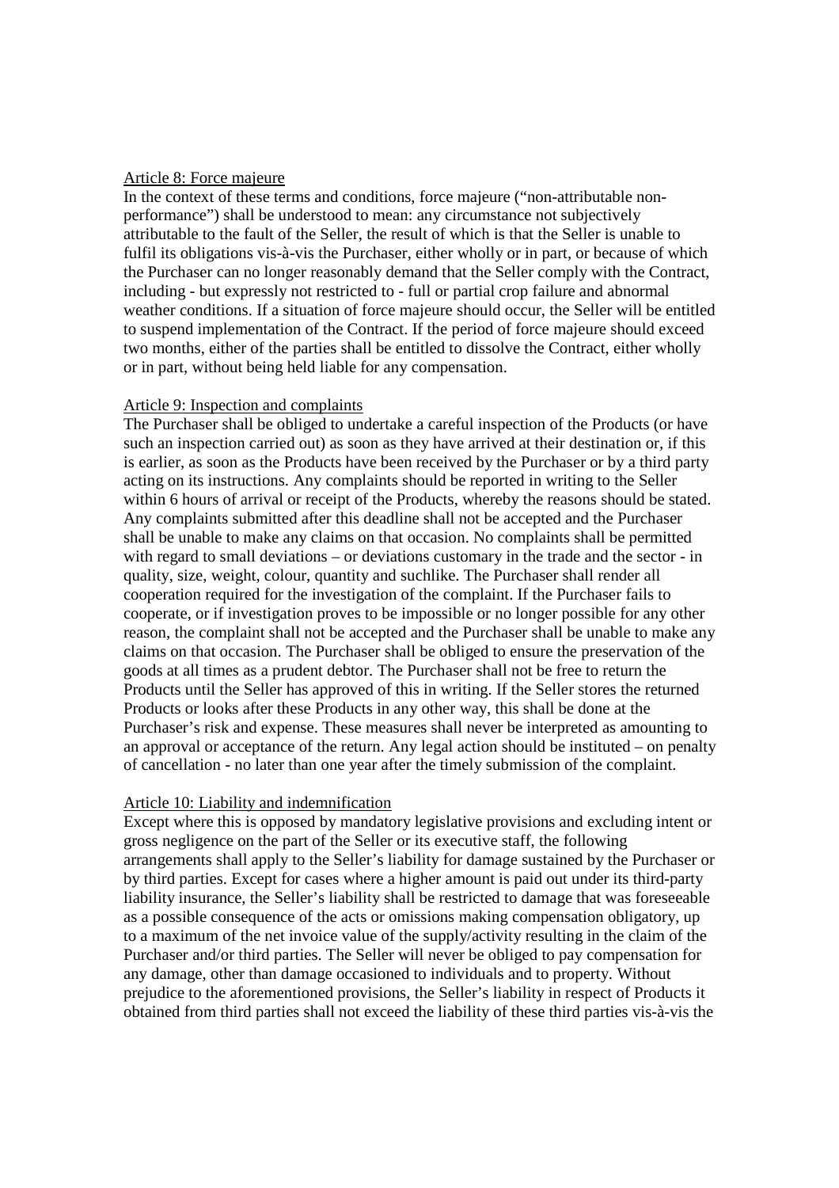## Article 8: Force majeure

In the context of these terms and conditions, force majeure ("non-attributable non-performance") shall be understood to mean: any circumstance not subjectively attributable to the fault of the Seller, the result of which is that the Seller is unable to fulfil its obligations vis-à-vis the Purchaser, either wholly or in part, or because of which the Purchaser can no longer reasonably demand that the Seller comply with the Contract, including - but expressly not restricted to - full or partial crop failure and abnormal weather conditions. If a situation of force majeure should occur, the Seller will be entitled to suspend implementation of the Contract. If the period of force majeure should exceed two months, either of the parties shall be entitled to dissolve the Contract, either wholly or in part, without being held liable for any compensation.

## Article 9: Inspection and complaints

The Purchaser shall be obliged to undertake a careful inspection of the Products (or have such an inspection carried out) as soon as they have arrived at their destination or, if this is earlier, as soon as the Products have been received by the Purchaser or by a third party acting on its instructions. Any complaints should be reported in writing to the Seller within 6 hours of arrival or receipt of the Products, whereby the reasons should be stated. Any complaints submitted after this deadline shall not be accepted and the Purchaser shall be unable to make any claims on that occasion. No complaints shall be permitted with regard to small deviations – or deviations customary in the trade and the sector - in quality, size, weight, colour, quantity and suchlike. The Purchaser shall render all cooperation required for the investigation of the complaint. If the Purchaser fails to cooperate, or if investigation proves to be impossible or no longer possible for any other reason, the complaint shall not be accepted and the Purchaser shall be unable to make any claims on that occasion. The Purchaser shall be obliged to ensure the preservation of the goods at all times as a prudent debtor. The Purchaser shall not be free to return the Products until the Seller has approved of this in writing. If the Seller stores the returned Products or looks after these Products in any other way, this shall be done at the Purchaser's risk and expense. These measures shall never be interpreted as amounting to an approval or acceptance of the return. Any legal action should be instituted – on penalty of cancellation - no later than one year after the timely submission of the complaint.

## Article 10: Liability and indemnification

Except where this is opposed by mandatory legislative provisions and excluding intent or gross negligence on the part of the Seller or its executive staff, the following arrangements shall apply to the Seller's liability for damage sustained by the Purchaser or by third parties. Except for cases where a higher amount is paid out under its third-party liability insurance, the Seller's liability shall be restricted to damage that was foreseeable as a possible consequence of the acts or omissions making compensation obligatory, up to a maximum of the net invoice value of the supply/activity resulting in the claim of the Purchaser and/or third parties. The Seller will never be obliged to pay compensation for any damage, other than damage occasioned to individuals and to property. Without prejudice to the aforementioned provisions, the Seller's liability in respect of Products it obtained from third parties shall not exceed the liability of these third parties vis-à-vis the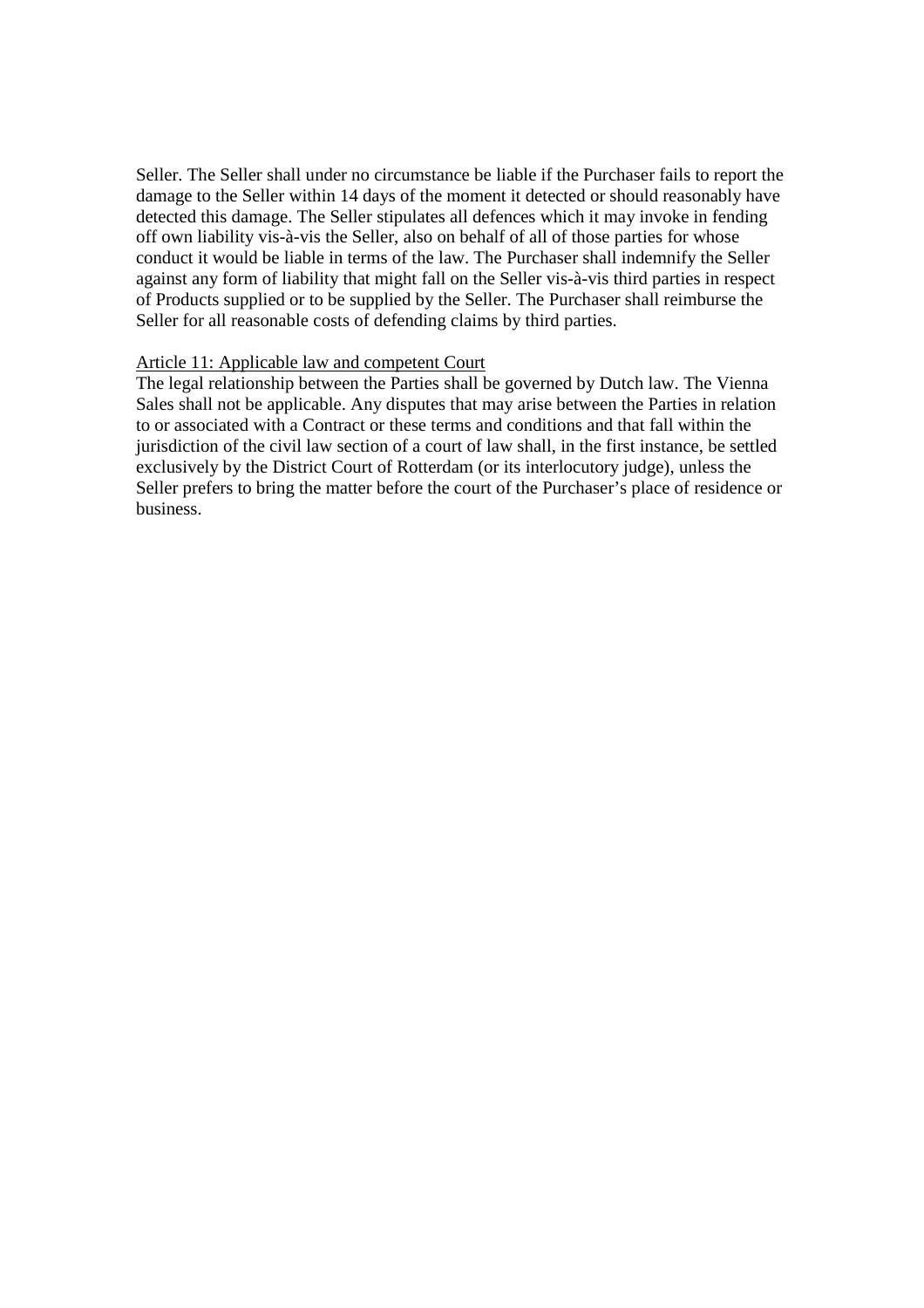Seller. The Seller shall under no circumstance be liable if the Purchaser fails to report the damage to the Seller within 14 days of the moment it detected or should reasonably have detected this damage. The Seller stipulates all defences which it may invoke in fending off own liability vis-à-vis the Seller, also on behalf of all of those parties for whose conduct it would be liable in terms of the law. The Purchaser shall indemnify the Seller against any form of liability that might fall on the Seller vis-à-vis third parties in respect of Products supplied or to be supplied by the Seller. The Purchaser shall reimburse the Seller for all reasonable costs of defending claims by third parties.

Article 11: Applicable law and competent Court

The legal relationship between the Parties shall be governed by Dutch law. The Vienna Sales shall not be applicable. Any disputes that may arise between the Parties in relation to or associated with a Contract or these terms and conditions and that fall within the jurisdiction of the civil law section of a court of law shall, in the first instance, be settled exclusively by the District Court of Rotterdam (or its interlocutory judge), unless the Seller prefers to bring the matter before the court of the Purchaser's place of residence or business.